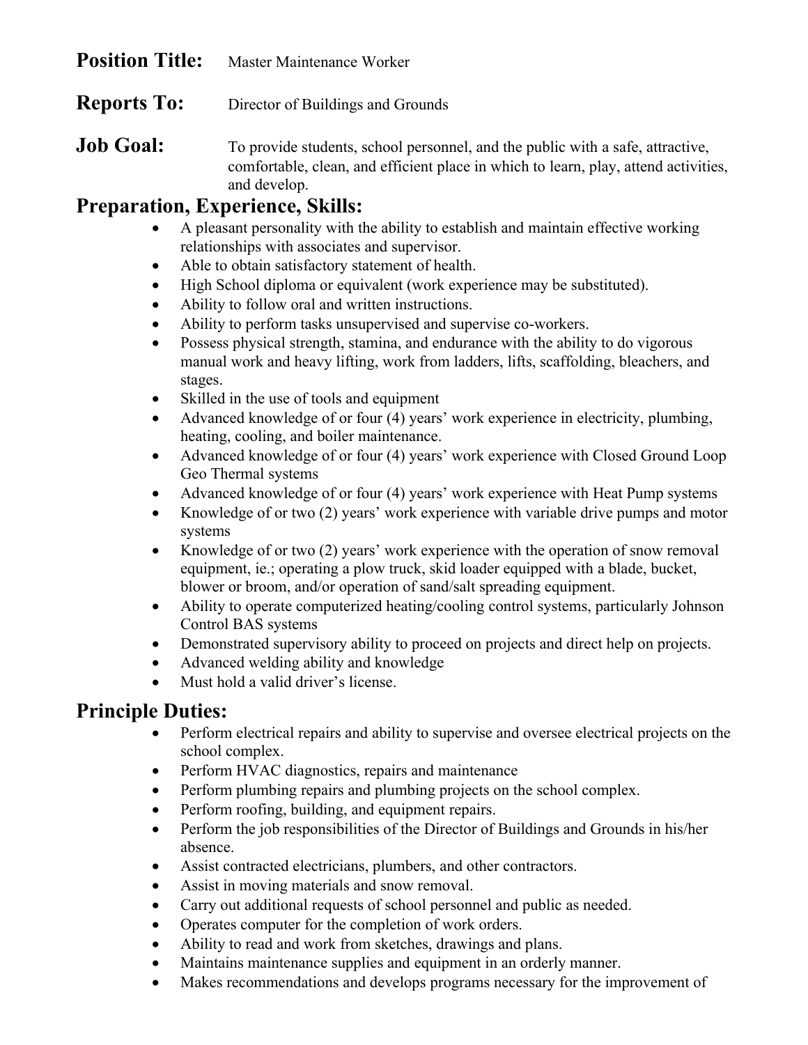**Position Title:** Master Maintenance Worker

**Reports To:** Director of Buildings and Grounds

**Job Goal:** To provide students, school personnel, and the public with a safe, attractive, comfortable, clean, and efficient place in which to learn, play, attend activities, and develop.

## Preparation, Experience, Skills:

- A pleasant personality with the ability to establish and maintain effective working relationships with associates and supervisor.
- Able to obtain satisfactory statement of health.
- High School diploma or equivalent (work experience may be substituted).
- Ability to follow oral and written instructions.
- Ability to perform tasks unsupervised and supervise co-workers.
- Possess physical strength, stamina, and endurance with the ability to do vigorous manual work and heavy lifting, work from ladders, lifts, scaffolding, bleachers, and stages.
- Skilled in the use of tools and equipment
- Advanced knowledge of or four (4) years' work experience in electricity, plumbing, heating, cooling, and boiler maintenance.
- Advanced knowledge of or four (4) years' work experience with Closed Ground Loop Geo Thermal systems
- Advanced knowledge of or four (4) years' work experience with Heat Pump systems
- Knowledge of or two (2) years' work experience with variable drive pumps and motor systems
- Knowledge of or two (2) years' work experience with the operation of snow removal equipment, ie.; operating a plow truck, skid loader equipped with a blade, bucket, blower or broom, and/or operation of sand/salt spreading equipment.
- Ability to operate computerized heating/cooling control systems, particularly Johnson Control BAS systems
- Demonstrated supervisory ability to proceed on projects and direct help on projects.
- Advanced welding ability and knowledge
- Must hold a valid driver's license.

## Principle Duties:

- Perform electrical repairs and ability to supervise and oversee electrical projects on the school complex.
- Perform HVAC diagnostics, repairs and maintenance
- Perform plumbing repairs and plumbing projects on the school complex.
- Perform roofing, building, and equipment repairs.
- Perform the job responsibilities of the Director of Buildings and Grounds in his/her absence.
- Assist contracted electricians, plumbers, and other contractors.
- Assist in moving materials and snow removal.
- Carry out additional requests of school personnel and public as needed.
- Operates computer for the completion of work orders.
- Ability to read and work from sketches, drawings and plans.
- Maintains maintenance supplies and equipment in an orderly manner.
- Makes recommendations and develops programs necessary for the improvement of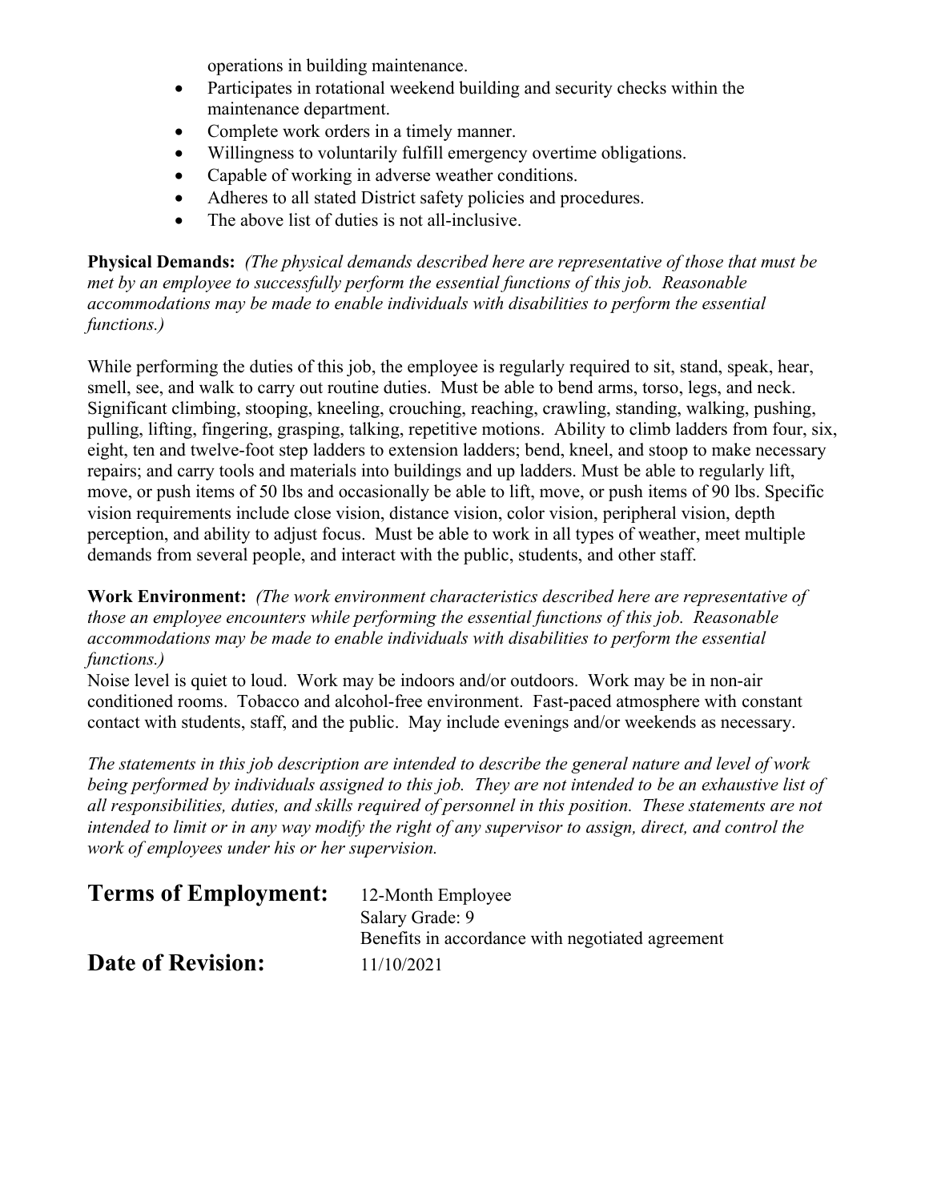operations in building maintenance.

- Participates in rotational weekend building and security checks within the maintenance department.
- Complete work orders in a timely manner.
- Willingness to voluntarily fulfill emergency overtime obligations.
- Capable of working in adverse weather conditions.
- Adheres to all stated District safety policies and procedures.
- The above list of duties is not all-inclusive.

**Physical Demands:** *(The physical demands described here are representative of those that must be met by an employee to successfully perform the essential functions of this job. Reasonable accommodations may be made to enable individuals with disabilities to perform the essential functions.)*

While performing the duties of this job, the employee is regularly required to sit, stand, speak, hear, smell, see, and walk to carry out routine duties. Must be able to bend arms, torso, legs, and neck. Significant climbing, stooping, kneeling, crouching, reaching, crawling, standing, walking, pushing, pulling, lifting, fingering, grasping, talking, repetitive motions. Ability to climb ladders from four, six, eight, ten and twelve-foot step ladders to extension ladders; bend, kneel, and stoop to make necessary repairs; and carry tools and materials into buildings and up ladders. Must be able to regularly lift, move, or push items of 50 lbs and occasionally be able to lift, move, or push items of 90 lbs. Specific vision requirements include close vision, distance vision, color vision, peripheral vision, depth perception, and ability to adjust focus. Must be able to work in all types of weather, meet multiple demands from several people, and interact with the public, students, and other staff.

**Work Environment:** *(The work environment characteristics described here are representative of those an employee encounters while performing the essential functions of this job. Reasonable accommodations may be made to enable individuals with disabilities to perform the essential functions.)*

Noise level is quiet to loud. Work may be indoors and/or outdoors. Work may be in non-air conditioned rooms. Tobacco and alcohol-free environment. Fast-paced atmosphere with constant contact with students, staff, and the public. May include evenings and/or weekends as necessary.

*The statements in this job description are intended to describe the general nature and level of work being performed by individuals assigned to this job. They are not intended to be an exhaustive list of all responsibilities, duties, and skills required of personnel in this position. These statements are not intended to limit or in any way modify the right of any supervisor to assign, direct, and control the work of employees under his or her supervision.*

## Terms of Employment:

12-Month Employee
Salary Grade: 9
Benefits in accordance with negotiated agreement

## Date of Revision:

11/10/2021